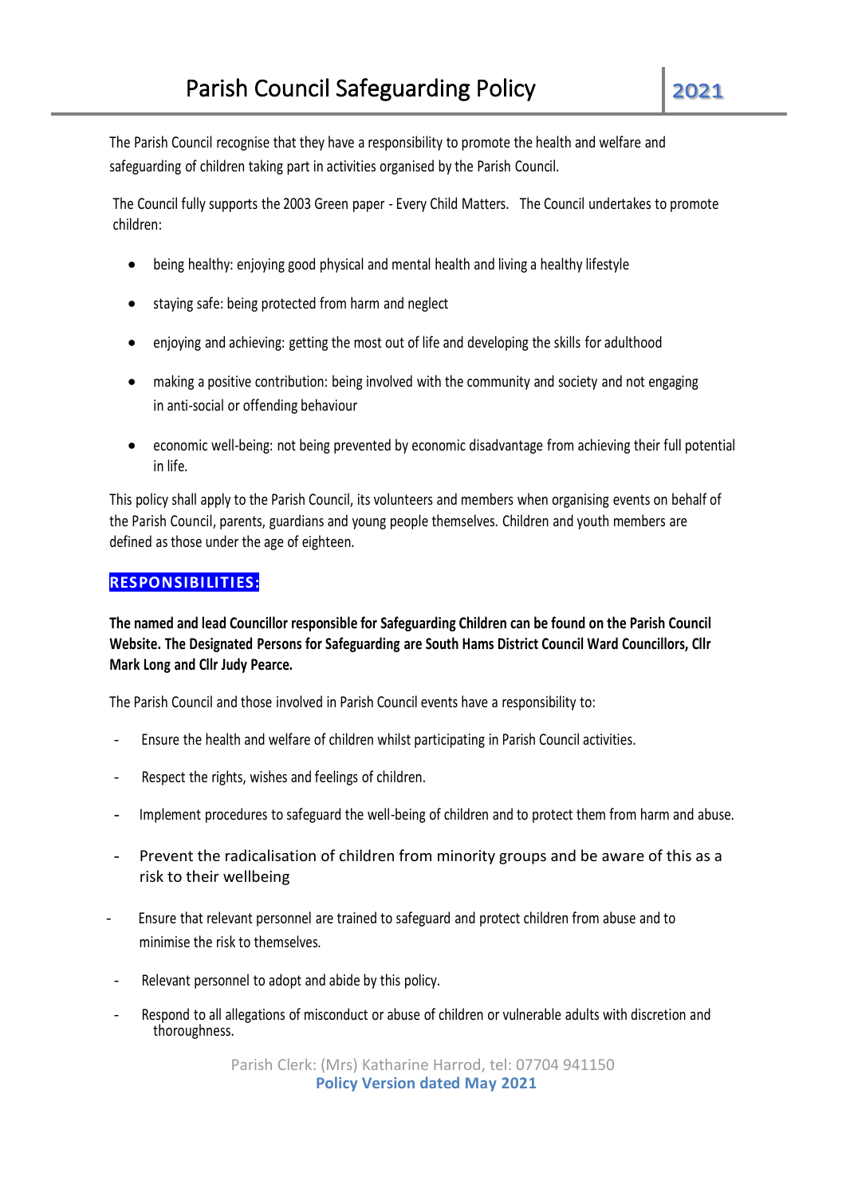# Parish Council Safeguarding Policy

**2021**

The Parish Council recognise that they have a responsibility to promote the health and welfare and safeguarding of children taking part in activities organised by the Parish Council.

The Council fully supports the 2003 Green paper - Every Child Matters. The Council undertakes to promote children:

- being healthy: enjoying good physical and mental health and living a healthy lifestyle
- staying safe: being protected from harm and neglect
- enjoying and achieving: getting the most out of life and developing the skills for adulthood
- making a positive contribution: being involved with the community and society and not engaging in anti-social or offending behaviour
- economic well-being: not being prevented by economic disadvantage from achieving their full potential in life.

This policy shall apply to the Parish Council, its volunteers and members when organising events on behalf of the Parish Council, parents, guardians and young people themselves. Children and youth members are defined as those under the age of eighteen.

## RESPONSIBILITIES:

**The named and lead Councillor responsible for Safeguarding Children can be found on the Parish Council Website. The Designated Persons for Safeguarding are South Hams District Council Ward Councillors, Cllr Mark Long and Cllr Judy Pearce.**

The Parish Council and those involved in Parish Council events have a responsibility to:

- Ensure the health and welfare of children whilst participating in Parish Council activities.
- Respect the rights, wishes and feelings of children.
- Implement procedures to safeguard the well-being of children and to protect them from harm and abuse.
- Prevent the radicalisation of children from minority groups and be aware of this as a risk to their wellbeing
- Ensure that relevant personnel are trained to safeguard and protect children from abuse and to minimise the risk to themselves.
- Relevant personnel to adopt and abide by this policy.
- Respond to all allegations of misconduct or abuse of children or vulnerable adults with discretion and thoroughness.

Parish Clerk: (Mrs) Katharine Harrod, tel: 07704 941150

**Policy Version dated May 2021**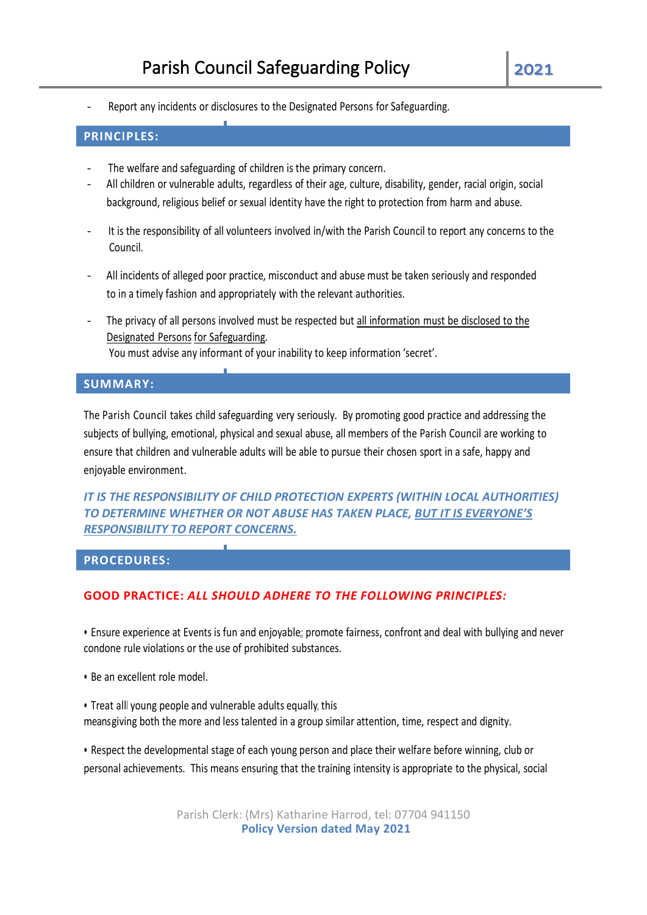- Report any incidents or disclosures to the Designated Persons for Safeguarding.

## PRINCIPLES:

- The welfare and safeguarding of children is the primary concern.
- All children or vulnerable adults, regardless of their age, culture, disability, gender, racial origin, social background, religious belief or sexual identity have the right to protection from harm and abuse.
- It is the responsibility of all volunteers involved in/with the Parish Council to report any concerns to the Council.
- All incidents of alleged poor practice, misconduct and abuse must be taken seriously and responded to in a timely fashion and appropriately with the relevant authorities.
- The privacy of all persons involved must be respected but <u>all information must be disclosed to the Designated Persons for Safeguarding</u>.
  You must advise any informant of your inability to keep information 'secret'.

## SUMMARY:

The Parish Council takes child safeguarding very seriously. By promoting good practice and addressing the subjects of bullying, emotional, physical and sexual abuse, all members of the Parish Council are working to ensure that children and vulnerable adults will be able to pursue their chosen sport in a safe, happy and enjoyable environment.

***IT IS THE RESPONSIBILITY OF CHILD PROTECTION EXPERTS (WITHIN LOCAL AUTHORITIES) TO DETERMINE WHETHER OR NOT ABUSE HAS TAKEN PLACE, <u>BUT IT IS EVERYONE'S RESPONSIBILITY TO REPORT CONCERNS.</u>***

## PROCEDURES:

### GOOD PRACTICE: *ALL SHOULD ADHERE TO THE FOLLOWING PRINCIPLES:*

• Ensure experience at Events is fun and enjoyable; promote fairness, confront and deal with bullying and never condone rule violations or the use of prohibited substances.

• Be an excellent role model.

• Treat all young people and vulnerable adults equally, this means giving both the more and less talented in a group similar attention, time, respect and dignity.

• Respect the developmental stage of each young person and place their welfare before winning, club or personal achievements. This means ensuring that the training intensity is appropriate to the physical, social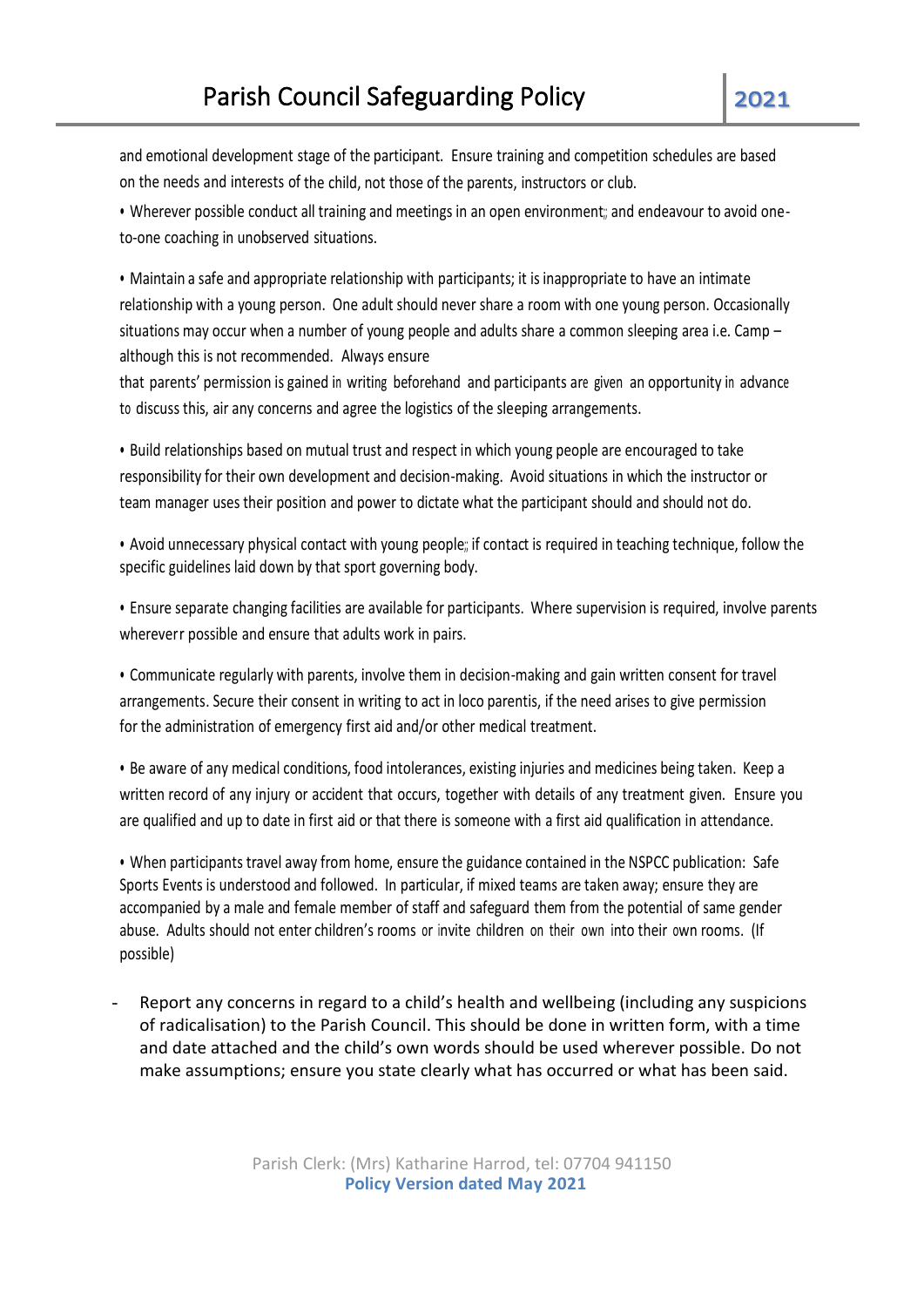and emotional development stage of the participant. Ensure training and competition schedules are based on the needs and interests of the child, not those of the parents, instructors or club.

• Wherever possible conduct all training and meetings in an open environment; and endeavour to avoid one-to-one coaching in unobserved situations.

• Maintain a safe and appropriate relationship with participants; it is inappropriate to have an intimate relationship with a young person. One adult should never share a room with one young person. Occasionally situations may occur when a number of young people and adults share a common sleeping area i.e. Camp – although this is not recommended. Always ensure that parents' permission is gained in writing beforehand and participants are given an opportunity in advance to discuss this, air any concerns and agree the logistics of the sleeping arrangements.

• Build relationships based on mutual trust and respect in which young people are encouraged to take responsibility for their own development and decision-making. Avoid situations in which the instructor or team manager uses their position and power to dictate what the participant should and should not do.

• Avoid unnecessary physical contact with young people; if contact is required in teaching technique, follow the specific guidelines laid down by that sport governing body.

• Ensure separate changing facilities are available for participants. Where supervision is required, involve parents whereverr possible and ensure that adults work in pairs.

• Communicate regularly with parents, involve them in decision-making and gain written consent for travel arrangements. Secure their consent in writing to act in loco parentis, if the need arises to give permission for the administration of emergency first aid and/or other medical treatment.

• Be aware of any medical conditions, food intolerances, existing injuries and medicines being taken. Keep a written record of any injury or accident that occurs, together with details of any treatment given. Ensure you are qualified and up to date in first aid or that there is someone with a first aid qualification in attendance.

• When participants travel away from home, ensure the guidance contained in the NSPCC publication: Safe Sports Events is understood and followed. In particular, if mixed teams are taken away; ensure they are accompanied by a male and female member of staff and safeguard them from the potential of same gender abuse. Adults should not enter children's rooms or invite children on their own into their own rooms. (If possible)

- Report any concerns in regard to a child's health and wellbeing (including any suspicions of radicalisation) to the Parish Council. This should be done in written form, with a time and date attached and the child's own words should be used wherever possible. Do not make assumptions; ensure you state clearly what has occurred or what has been said.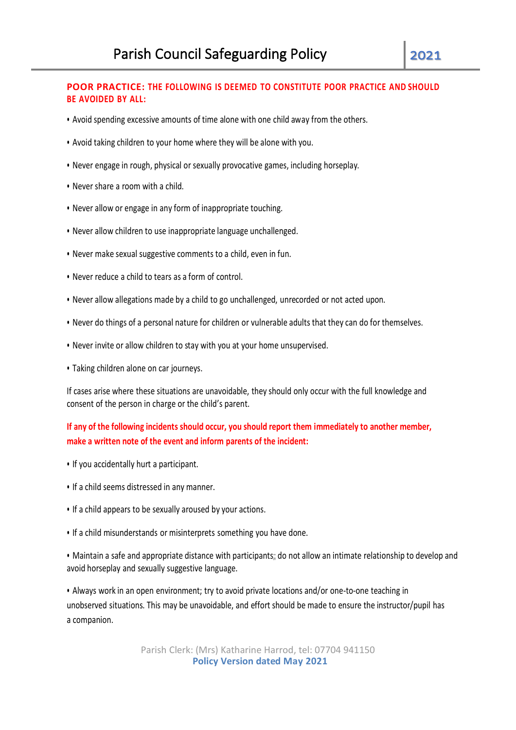**POOR PRACTICE: THE FOLLOWING IS DEEMED TO CONSTITUTE POOR PRACTICE AND SHOULD BE AVOIDED BY ALL:**

- Avoid spending excessive amounts of time alone with one child away from the others.
- Avoid taking children to your home where they will be alone with you.
- Never engage in rough, physical or sexually provocative games, including horseplay.
- Never share a room with a child.
- Never allow or engage in any form of inappropriate touching.
- Never allow children to use inappropriate language unchallenged.
- Never make sexual suggestive comments to a child, even in fun.
- Never reduce a child to tears as a form of control.
- Never allow allegations made by a child to go unchallenged, unrecorded or not acted upon.
- Never do things of a personal nature for children or vulnerable adults that they can do for themselves.
- Never invite or allow children to stay with you at your home unsupervised.
- Taking children alone on car journeys.

If cases arise where these situations are unavoidable, they should only occur with the full knowledge and consent of the person in charge or the child's parent.

**If any of the following incidents should occur, you should report them immediately to another member, make a written note of the event and inform parents of the incident:**

- If you accidentally hurt a participant.
- If a child seems distressed in any manner.
- If a child appears to be sexually aroused by your actions.
- If a child misunderstands or misinterprets something you have done.
- Maintain a safe and appropriate distance with participants; do not allow an intimate relationship to develop and avoid horseplay and sexually suggestive language.
- Always work in an open environment; try to avoid private locations and/or one-to-one teaching in unobserved situations. This may be unavoidable, and effort should be made to ensure the instructor/pupil has a companion.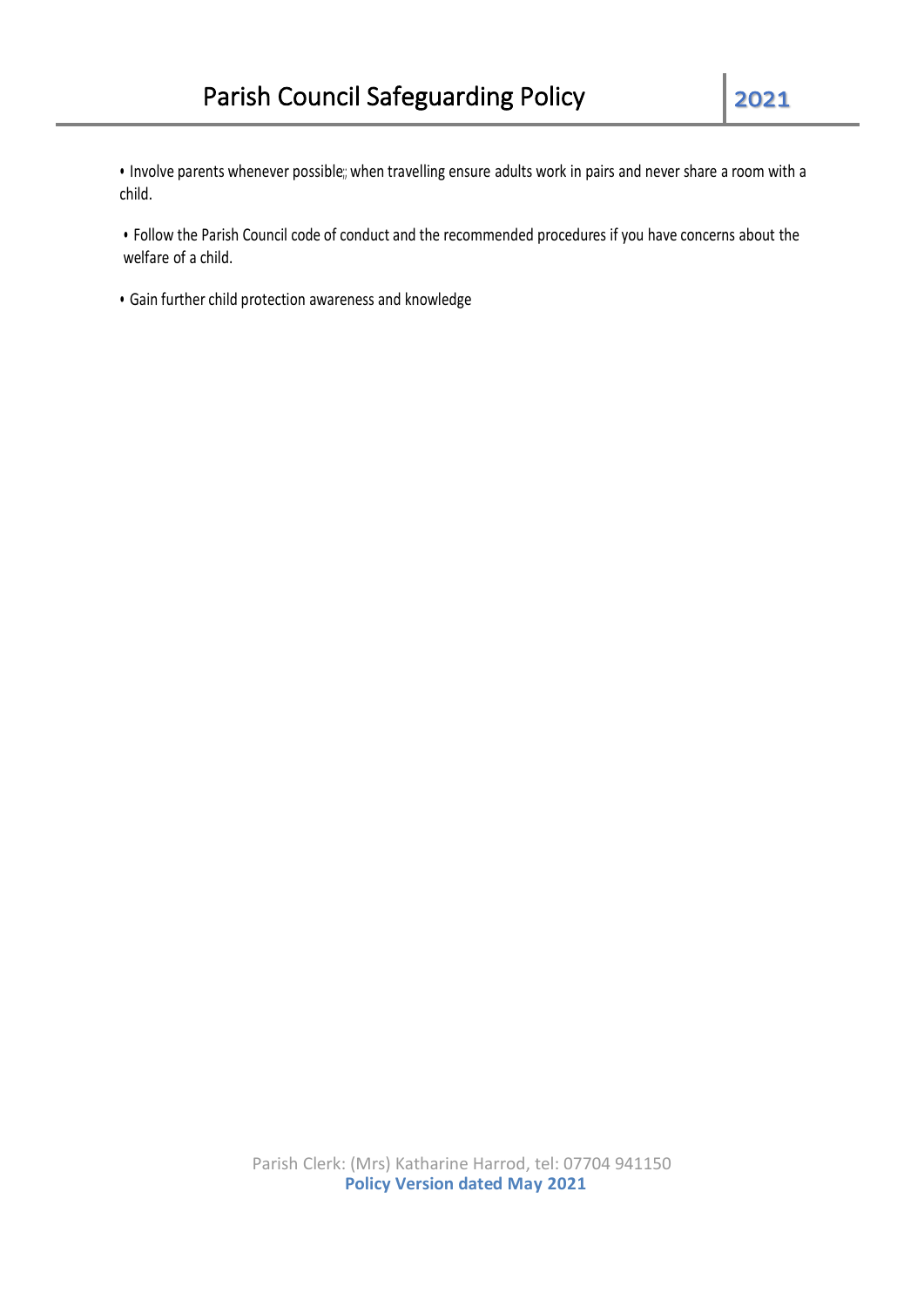- Involve parents whenever possible;; when travelling ensure adults work in pairs and never share a room with a child.
- Follow the Parish Council code of conduct and the recommended procedures if you have concerns about the welfare of a child.
- Gain further child protection awareness and knowledge